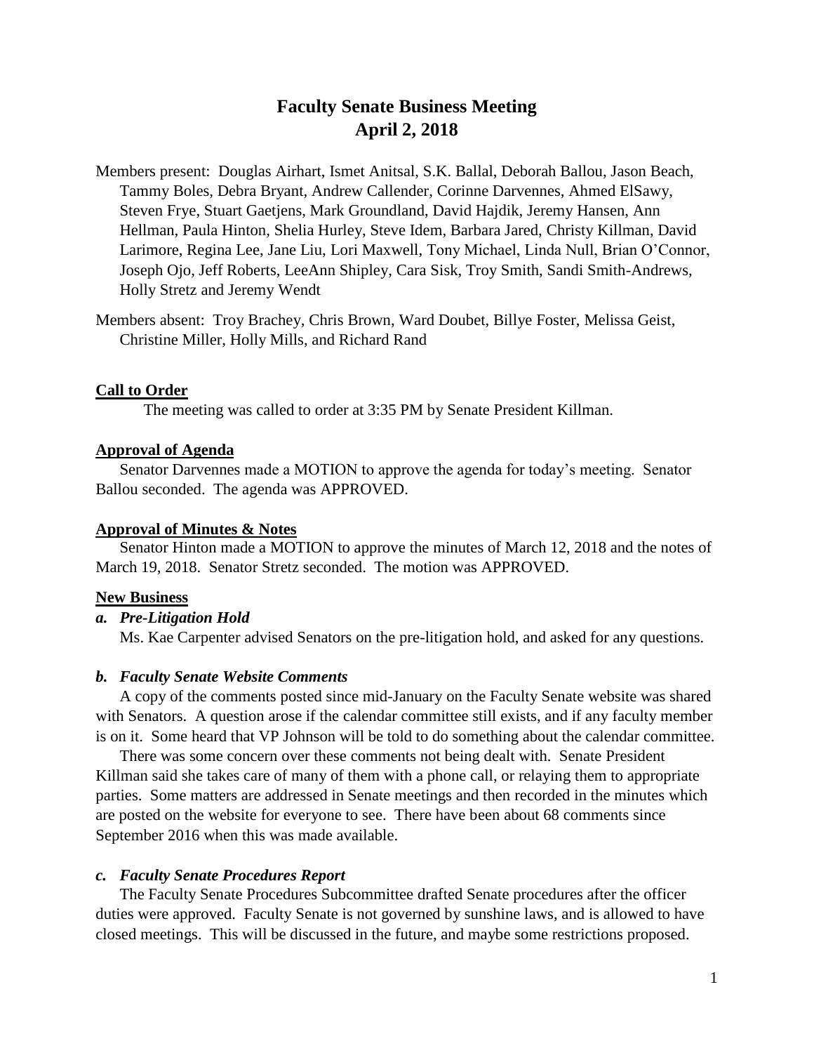# Faculty Senate Business Meeting
# April 2, 2018

Members present: Douglas Airhart, Ismet Anitsal, S.K. Ballal, Deborah Ballou, Jason Beach, Tammy Boles, Debra Bryant, Andrew Callender, Corinne Darvennes, Ahmed ElSawy, Steven Frye, Stuart Gaetjens, Mark Groundland, David Hajdik, Jeremy Hansen, Ann Hellman, Paula Hinton, Shelia Hurley, Steve Idem, Barbara Jared, Christy Killman, David Larimore, Regina Lee, Jane Liu, Lori Maxwell, Tony Michael, Linda Null, Brian O'Connor, Joseph Ojo, Jeff Roberts, LeeAnn Shipley, Cara Sisk, Troy Smith, Sandi Smith-Andrews, Holly Stretz and Jeremy Wendt

Members absent: Troy Brachey, Chris Brown, Ward Doubet, Billye Foster, Melissa Geist, Christine Miller, Holly Mills, and Richard Rand

## Call to Order

The meeting was called to order at 3:35 PM by Senate President Killman.

## Approval of Agenda

Senator Darvennes made a MOTION to approve the agenda for today's meeting. Senator Ballou seconded. The agenda was APPROVED.

## Approval of Minutes & Notes

Senator Hinton made a MOTION to approve the minutes of March 12, 2018 and the notes of March 19, 2018. Senator Stretz seconded. The motion was APPROVED.

## New Business

### *a. Pre-Litigation Hold*

Ms. Kae Carpenter advised Senators on the pre-litigation hold, and asked for any questions.

### *b. Faculty Senate Website Comments*

A copy of the comments posted since mid-January on the Faculty Senate website was shared with Senators. A question arose if the calendar committee still exists, and if any faculty member is on it. Some heard that VP Johnson will be told to do something about the calendar committee.

There was some concern over these comments not being dealt with. Senate President Killman said she takes care of many of them with a phone call, or relaying them to appropriate parties. Some matters are addressed in Senate meetings and then recorded in the minutes which are posted on the website for everyone to see. There have been about 68 comments since September 2016 when this was made available.

### *c. Faculty Senate Procedures Report*

The Faculty Senate Procedures Subcommittee drafted Senate procedures after the officer duties were approved. Faculty Senate is not governed by sunshine laws, and is allowed to have closed meetings. This will be discussed in the future, and maybe some restrictions proposed.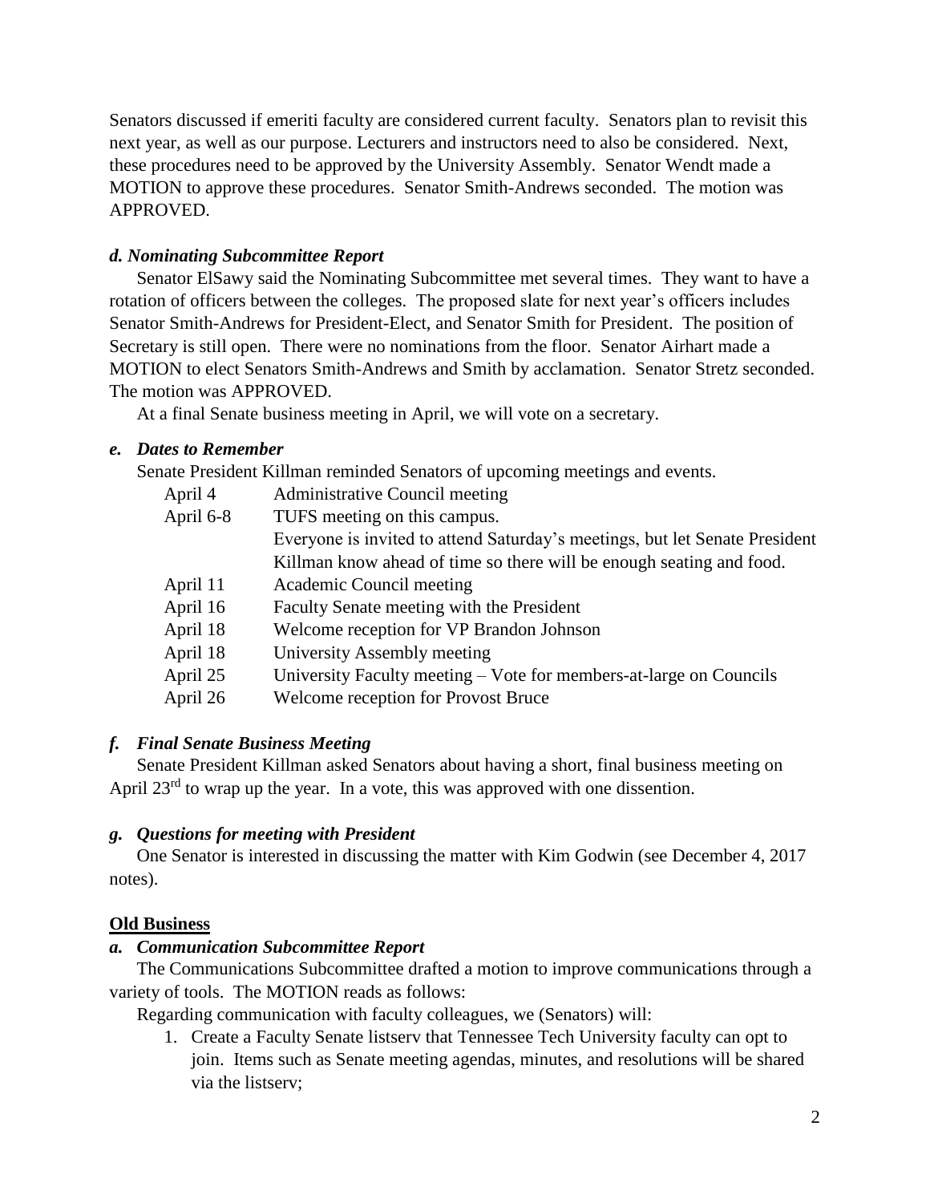Senators discussed if emeriti faculty are considered current faculty. Senators plan to revisit this next year, as well as our purpose. Lecturers and instructors need to also be considered. Next, these procedures need to be approved by the University Assembly. Senator Wendt made a MOTION to approve these procedures. Senator Smith-Andrews seconded. The motion was APPROVED.

### *d. Nominating Subcommittee Report*

Senator ElSawy said the Nominating Subcommittee met several times. They want to have a rotation of officers between the colleges. The proposed slate for next year's officers includes Senator Smith-Andrews for President-Elect, and Senator Smith for President. The position of Secretary is still open. There were no nominations from the floor. Senator Airhart made a MOTION to elect Senators Smith-Andrews and Smith by acclamation. Senator Stretz seconded. The motion was APPROVED.

At a final Senate business meeting in April, we will vote on a secretary.

### *e. Dates to Remember*

Senate President Killman reminded Senators of upcoming meetings and events.

| | |
|---|---|
| April 4 | Administrative Council meeting |
| April 6-8 | TUFS meeting on this campus. Everyone is invited to attend Saturday's meetings, but let Senate President Killman know ahead of time so there will be enough seating and food. |
| April 11 | Academic Council meeting |
| April 16 | Faculty Senate meeting with the President |
| April 18 | Welcome reception for VP Brandon Johnson |
| April 18 | University Assembly meeting |
| April 25 | University Faculty meeting – Vote for members-at-large on Councils |
| April 26 | Welcome reception for Provost Bruce |

### *f. Final Senate Business Meeting*

Senate President Killman asked Senators about having a short, final business meeting on April 23rd to wrap up the year. In a vote, this was approved with one dissention.

### *g. Questions for meeting with President*

One Senator is interested in discussing the matter with Kim Godwin (see December 4, 2017 notes).

## **Old Business**

### *a. Communication Subcommittee Report*

The Communications Subcommittee drafted a motion to improve communications through a variety of tools. The MOTION reads as follows:

Regarding communication with faculty colleagues, we (Senators) will:

1. Create a Faculty Senate listserv that Tennessee Tech University faculty can opt to join. Items such as Senate meeting agendas, minutes, and resolutions will be shared via the listserv;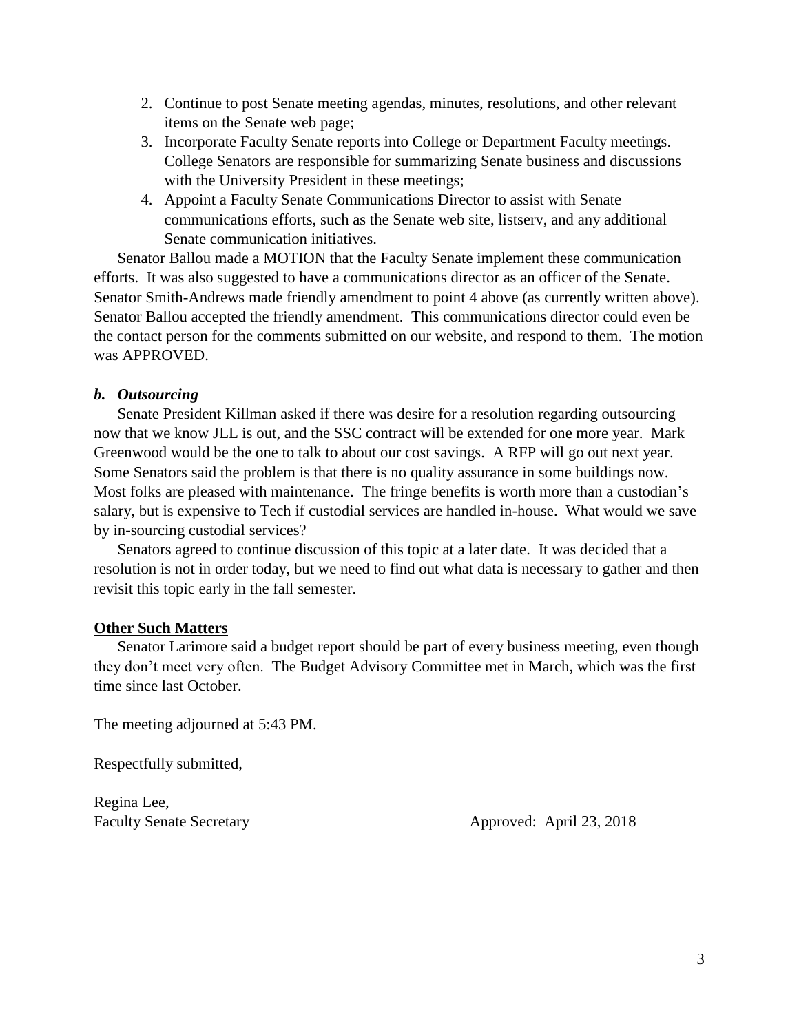2. Continue to post Senate meeting agendas, minutes, resolutions, and other relevant items on the Senate web page;
3. Incorporate Faculty Senate reports into College or Department Faculty meetings. College Senators are responsible for summarizing Senate business and discussions with the University President in these meetings;
4. Appoint a Faculty Senate Communications Director to assist with Senate communications efforts, such as the Senate web site, listserv, and any additional Senate communication initiatives.

Senator Ballou made a MOTION that the Faculty Senate implement these communication efforts. It was also suggested to have a communications director as an officer of the Senate. Senator Smith-Andrews made friendly amendment to point 4 above (as currently written above). Senator Ballou accepted the friendly amendment. This communications director could even be the contact person for the comments submitted on our website, and respond to them. The motion was APPROVED.

### *b. Outsourcing*

Senate President Killman asked if there was desire for a resolution regarding outsourcing now that we know JLL is out, and the SSC contract will be extended for one more year. Mark Greenwood would be the one to talk to about our cost savings. A RFP will go out next year. Some Senators said the problem is that there is no quality assurance in some buildings now. Most folks are pleased with maintenance. The fringe benefits is worth more than a custodian's salary, but is expensive to Tech if custodial services are handled in-house. What would we save by in-sourcing custodial services?

Senators agreed to continue discussion of this topic at a later date. It was decided that a resolution is not in order today, but we need to find out what data is necessary to gather and then revisit this topic early in the fall semester.

## Other Such Matters

Senator Larimore said a budget report should be part of every business meeting, even though they don't meet very often. The Budget Advisory Committee met in March, which was the first time since last October.

The meeting adjourned at 5:43 PM.

Respectfully submitted,

Regina Lee,
Faculty Senate Secretary

Approved: April 23, 2018